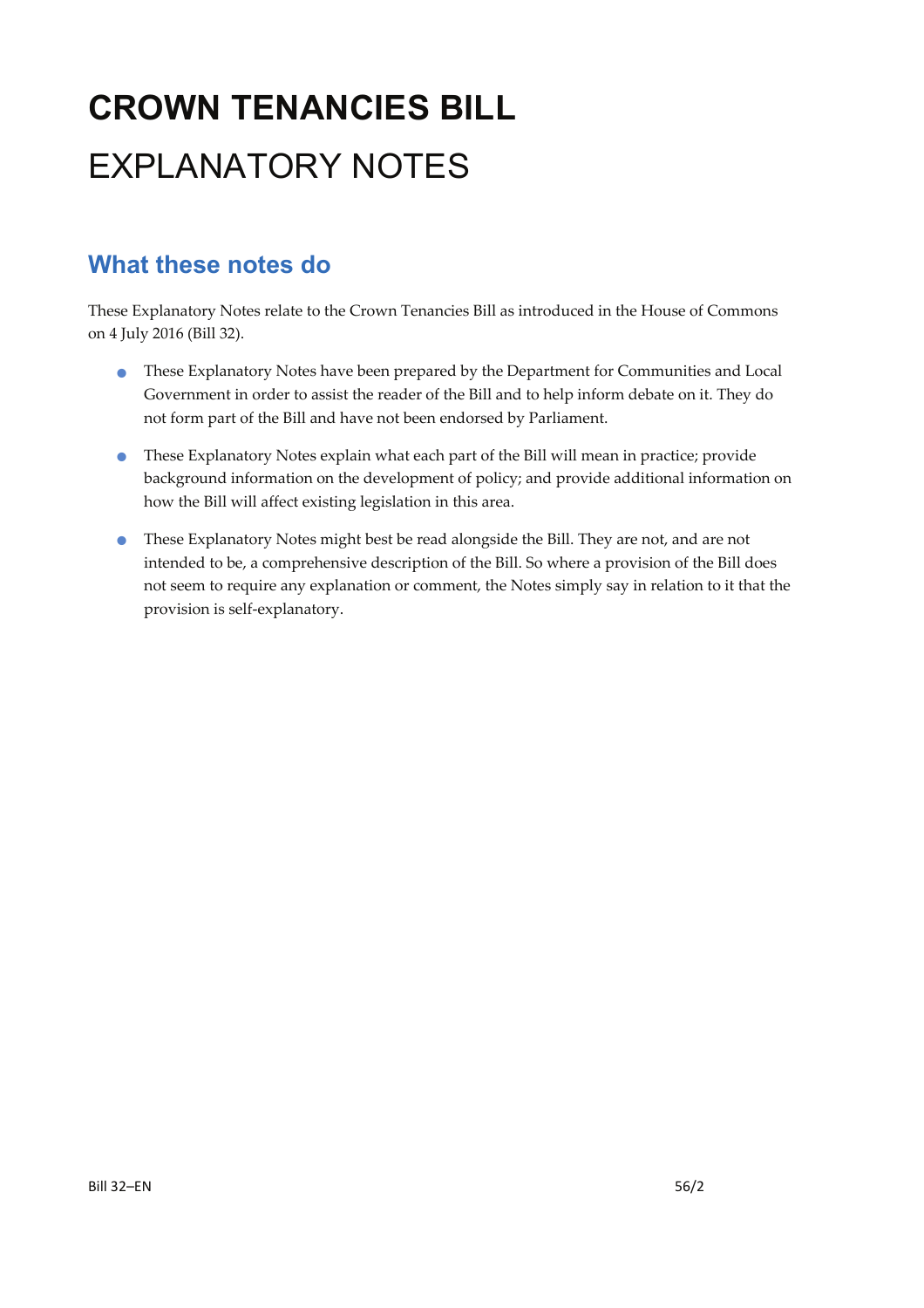# CROWN TENANCIES BILL

# EXPLANATORY NOTES

## What these notes do

These Explanatory Notes relate to the Crown Tenancies Bill as introduced in the House of Commons on 4 July 2016 (Bill 32).

- These Explanatory Notes have been prepared by the Department for Communities and Local Government in order to assist the reader of the Bill and to help inform debate on it. They do not form part of the Bill and have not been endorsed by Parliament.
- These Explanatory Notes explain what each part of the Bill will mean in practice; provide background information on the development of policy; and provide additional information on how the Bill will affect existing legislation in this area.
- These Explanatory Notes might best be read alongside the Bill. They are not, and are not intended to be, a comprehensive description of the Bill. So where a provision of the Bill does not seem to require any explanation or comment, the Notes simply say in relation to it that the provision is self-explanatory.

Bill 32–EN 56/2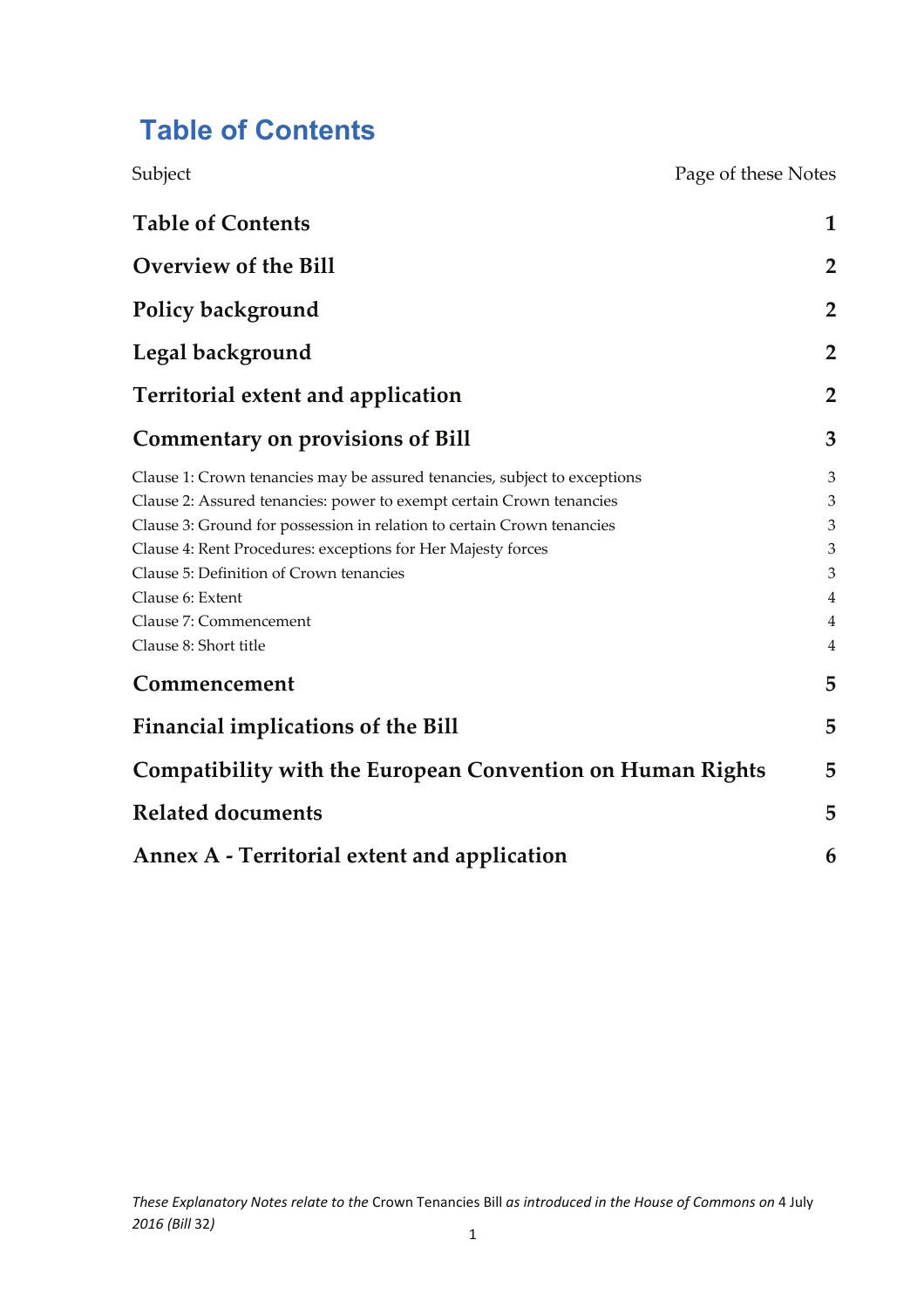# Table of Contents

| Subject | Page of these Notes |
|---|---|
| **Table of Contents** | **1** |
| **Overview of the Bill** | **2** |
| **Policy background** | **2** |
| **Legal background** | **2** |
| **Territorial extent and application** | **2** |
| **Commentary on provisions of Bill** | **3** |
| Clause 1: Crown tenancies may be assured tenancies, subject to exceptions | 3 |
| Clause 2: Assured tenancies: power to exempt certain Crown tenancies | 3 |
| Clause 3: Ground for possession in relation to certain Crown tenancies | 3 |
| Clause 4: Rent Procedures: exceptions for Her Majesty forces | 3 |
| Clause 5: Definition of Crown tenancies | 3 |
| Clause 6: Extent | 4 |
| Clause 7: Commencement | 4 |
| Clause 8: Short title | 4 |
| **Commencement** | **5** |
| **Financial implications of the Bill** | **5** |
| **Compatibility with the European Convention on Human Rights** | **5** |
| **Related documents** | **5** |
| **Annex A - Territorial extent and application** | **6** |

*These Explanatory Notes relate to the* Crown Tenancies Bill *as introduced in the House of Commons on* 4 July *2016 (Bill* 32*)*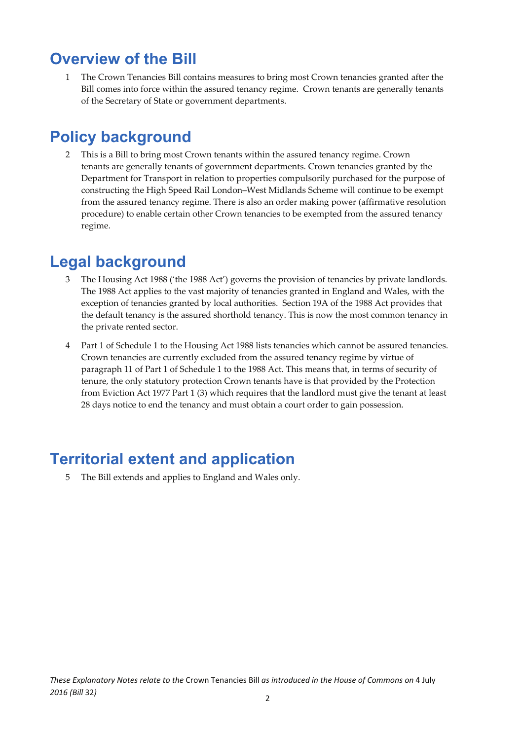# Overview of the Bill

1 The Crown Tenancies Bill contains measures to bring most Crown tenancies granted after the Bill comes into force within the assured tenancy regime. Crown tenants are generally tenants of the Secretary of State or government departments.

# Policy background

2 This is a Bill to bring most Crown tenants within the assured tenancy regime. Crown tenants are generally tenants of government departments. Crown tenancies granted by the Department for Transport in relation to properties compulsorily purchased for the purpose of constructing the High Speed Rail London–West Midlands Scheme will continue to be exempt from the assured tenancy regime. There is also an order making power (affirmative resolution procedure) to enable certain other Crown tenancies to be exempted from the assured tenancy regime.

# Legal background

3 The Housing Act 1988 ('the 1988 Act') governs the provision of tenancies by private landlords. The 1988 Act applies to the vast majority of tenancies granted in England and Wales, with the exception of tenancies granted by local authorities. Section 19A of the 1988 Act provides that the default tenancy is the assured shorthold tenancy. This is now the most common tenancy in the private rented sector.

4 Part 1 of Schedule 1 to the Housing Act 1988 lists tenancies which cannot be assured tenancies. Crown tenancies are currently excluded from the assured tenancy regime by virtue of paragraph 11 of Part 1 of Schedule 1 to the 1988 Act. This means that, in terms of security of tenure, the only statutory protection Crown tenants have is that provided by the Protection from Eviction Act 1977 Part 1 (3) which requires that the landlord must give the tenant at least 28 days notice to end the tenancy and must obtain a court order to gain possession.

# Territorial extent and application

5 The Bill extends and applies to England and Wales only.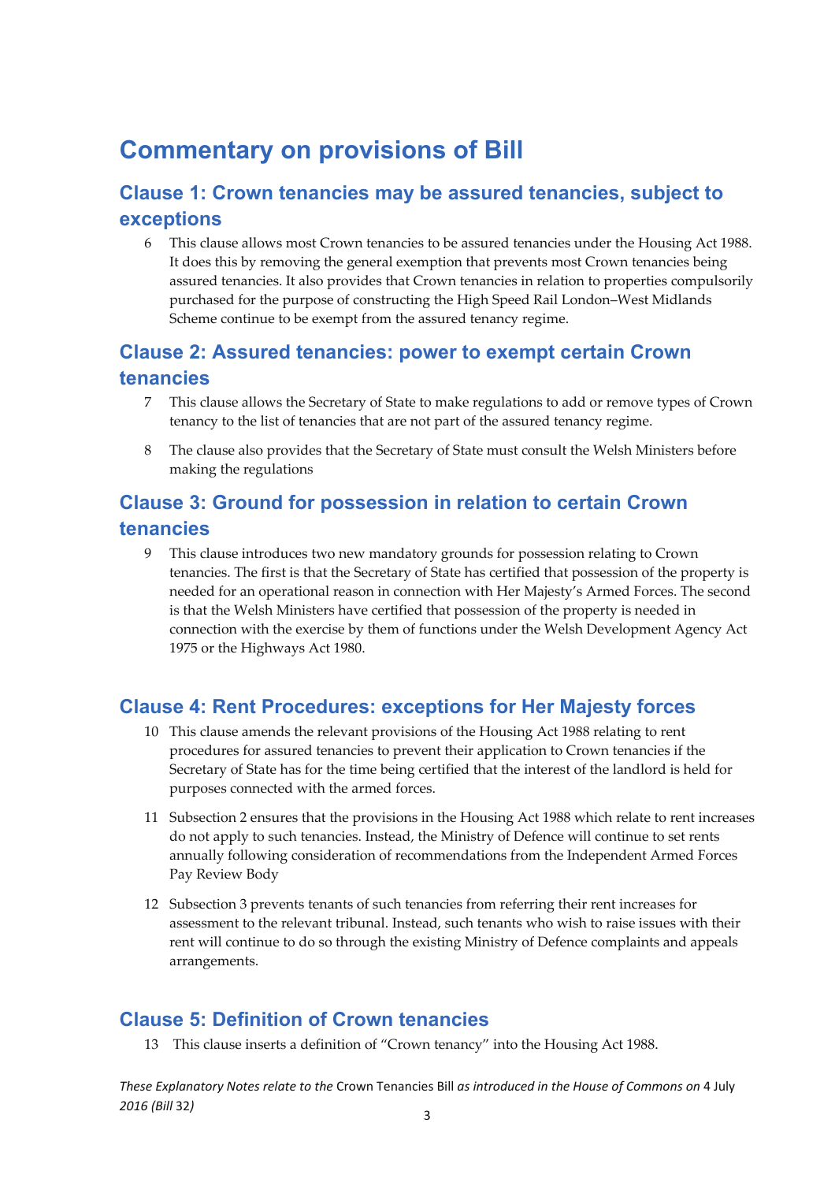# Commentary on provisions of Bill

## Clause 1: Crown tenancies may be assured tenancies, subject to exceptions

6 This clause allows most Crown tenancies to be assured tenancies under the Housing Act 1988. It does this by removing the general exemption that prevents most Crown tenancies being assured tenancies. It also provides that Crown tenancies in relation to properties compulsorily purchased for the purpose of constructing the High Speed Rail London–West Midlands Scheme continue to be exempt from the assured tenancy regime.

## Clause 2: Assured tenancies: power to exempt certain Crown tenancies

7 This clause allows the Secretary of State to make regulations to add or remove types of Crown tenancy to the list of tenancies that are not part of the assured tenancy regime.

8 The clause also provides that the Secretary of State must consult the Welsh Ministers before making the regulations

## Clause 3: Ground for possession in relation to certain Crown tenancies

9 This clause introduces two new mandatory grounds for possession relating to Crown tenancies. The first is that the Secretary of State has certified that possession of the property is needed for an operational reason in connection with Her Majesty's Armed Forces. The second is that the Welsh Ministers have certified that possession of the property is needed in connection with the exercise by them of functions under the Welsh Development Agency Act 1975 or the Highways Act 1980.

## Clause 4: Rent Procedures: exceptions for Her Majesty forces

10 This clause amends the relevant provisions of the Housing Act 1988 relating to rent procedures for assured tenancies to prevent their application to Crown tenancies if the Secretary of State has for the time being certified that the interest of the landlord is held for purposes connected with the armed forces.

11 Subsection 2 ensures that the provisions in the Housing Act 1988 which relate to rent increases do not apply to such tenancies. Instead, the Ministry of Defence will continue to set rents annually following consideration of recommendations from the Independent Armed Forces Pay Review Body

12 Subsection 3 prevents tenants of such tenancies from referring their rent increases for assessment to the relevant tribunal. Instead, such tenants who wish to raise issues with their rent will continue to do so through the existing Ministry of Defence complaints and appeals arrangements.

## Clause 5: Definition of Crown tenancies

13 This clause inserts a definition of "Crown tenancy" into the Housing Act 1988.

*These Explanatory Notes relate to the* Crown Tenancies Bill *as introduced in the House of Commons on* 4 July *2016 (Bill* 32*)*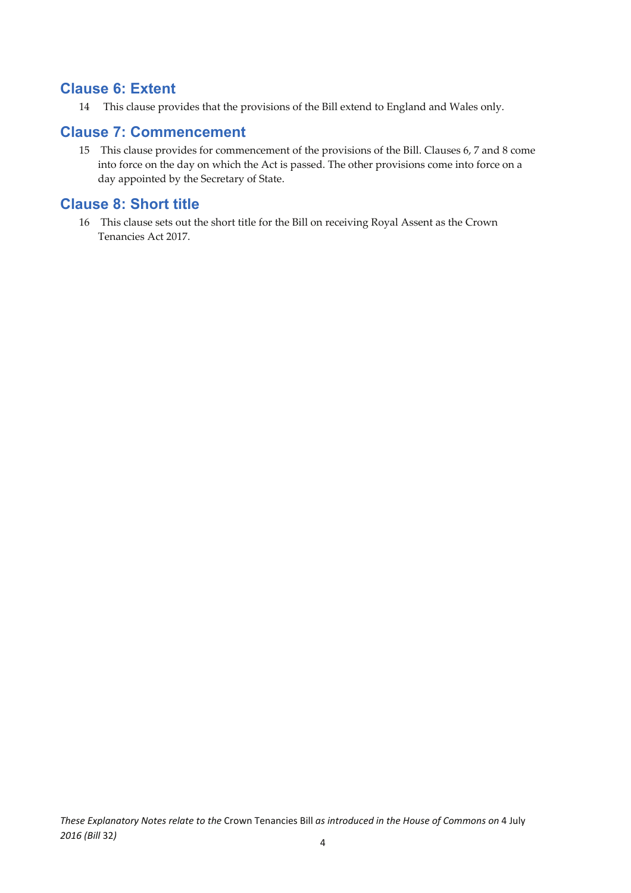## Clause 6: Extent

14 This clause provides that the provisions of the Bill extend to England and Wales only.

## Clause 7: Commencement

15 This clause provides for commencement of the provisions of the Bill. Clauses 6, 7 and 8 come into force on the day on which the Act is passed. The other provisions come into force on a day appointed by the Secretary of State.

## Clause 8: Short title

16 This clause sets out the short title for the Bill on receiving Royal Assent as the Crown Tenancies Act 2017.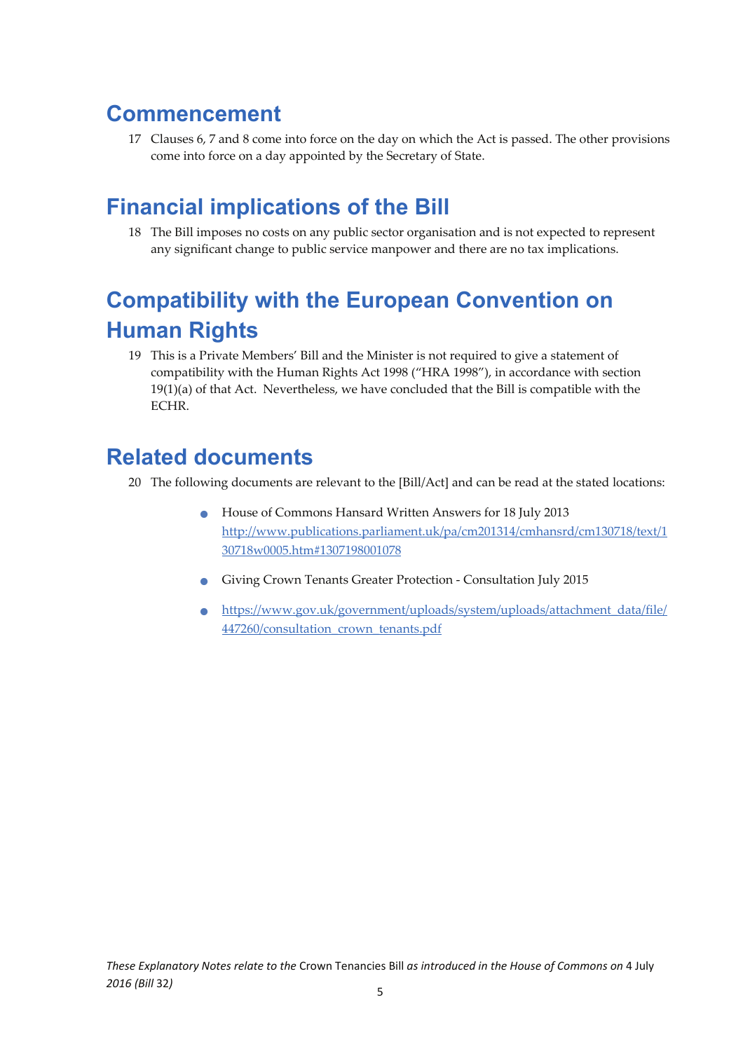## Commencement

17 Clauses 6, 7 and 8 come into force on the day on which the Act is passed. The other provisions come into force on a day appointed by the Secretary of State.

## Financial implications of the Bill

18 The Bill imposes no costs on any public sector organisation and is not expected to represent any significant change to public service manpower and there are no tax implications.

## Compatibility with the European Convention on Human Rights

19 This is a Private Members' Bill and the Minister is not required to give a statement of compatibility with the Human Rights Act 1998 ("HRA 1998"), in accordance with section 19(1)(a) of that Act. Nevertheless, we have concluded that the Bill is compatible with the ECHR.

## Related documents

20 The following documents are relevant to the [Bill/Act] and can be read at the stated locations:

- House of Commons Hansard Written Answers for 18 July 2013
  http://www.publications.parliament.uk/pa/cm201314/cmhansrd/cm130718/text/130718w0005.htm#1307198001078
- Giving Crown Tenants Greater Protection - Consultation July 2015
- https://www.gov.uk/government/uploads/system/uploads/attachment_data/file/447260/consultation_crown_tenants.pdf

*These Explanatory Notes relate to the* Crown Tenancies Bill *as introduced in the House of Commons on* 4 July *2016 (Bill* 32*)*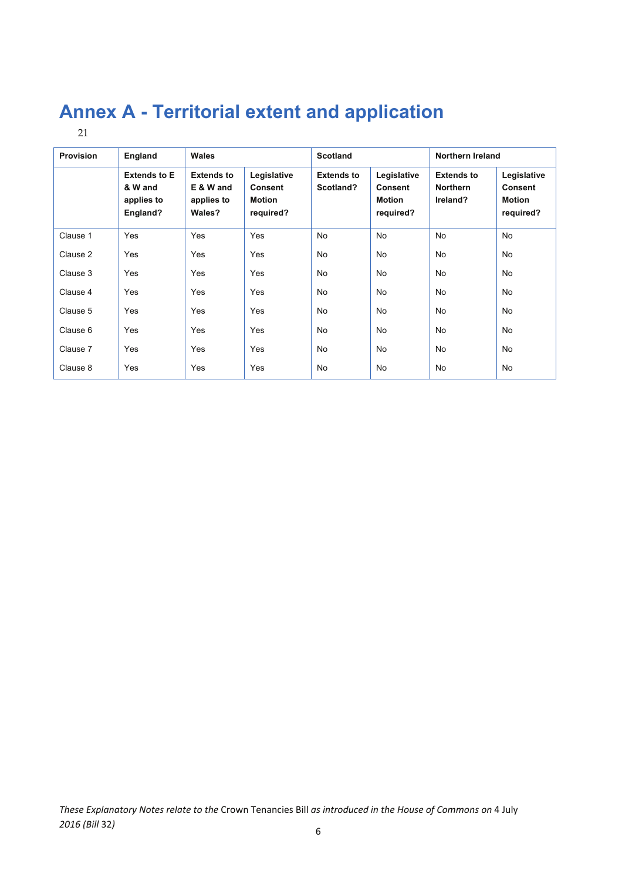# Annex A - Territorial extent and application

21

| Provision | England | Wales | | Scotland | | Northern Ireland | |
|---|---|---|---|---|---|---|---|
| | **Extends to E & W and applies to England?** | **Extends to E & W and applies to Wales?** | **Legislative Consent Motion required?** | **Extends to Scotland?** | **Legislative Consent Motion required?** | **Extends to Northern Ireland?** | **Legislative Consent Motion required?** |
| Clause 1 | Yes | Yes | Yes | No | No | No | No |
| Clause 2 | Yes | Yes | Yes | No | No | No | No |
| Clause 3 | Yes | Yes | Yes | No | No | No | No |
| Clause 4 | Yes | Yes | Yes | No | No | No | No |
| Clause 5 | Yes | Yes | Yes | No | No | No | No |
| Clause 6 | Yes | Yes | Yes | No | No | No | No |
| Clause 7 | Yes | Yes | Yes | No | No | No | No |
| Clause 8 | Yes | Yes | Yes | No | No | No | No |

*These Explanatory Notes relate to the* Crown Tenancies Bill *as introduced in the House of Commons on* 4 July *2016 (Bill* 32*)*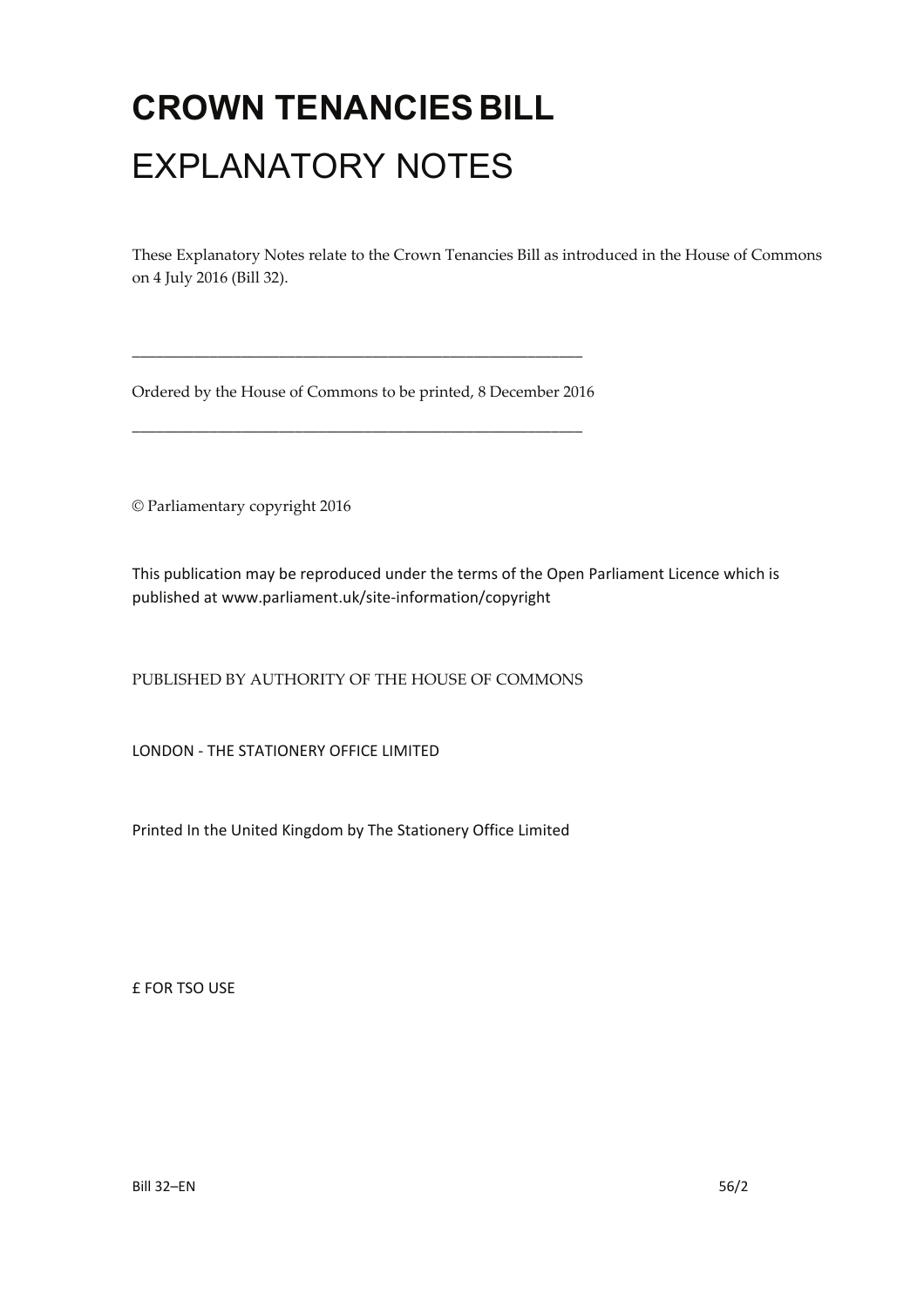# CROWN TENANCIES BILL

# EXPLANATORY NOTES

These Explanatory Notes relate to the Crown Tenancies Bill as introduced in the House of Commons on 4 July 2016 (Bill 32).

---

Ordered by the House of Commons to be printed, 8 December 2016

---

© Parliamentary copyright 2016

This publication may be reproduced under the terms of the Open Parliament Licence which is published at www.parliament.uk/site-information/copyright

PUBLISHED BY AUTHORITY OF THE HOUSE OF COMMONS

LONDON - THE STATIONERY OFFICE LIMITED

Printed In the United Kingdom by The Stationery Office Limited

£ FOR TSO USE

Bill 32–EN 56/2